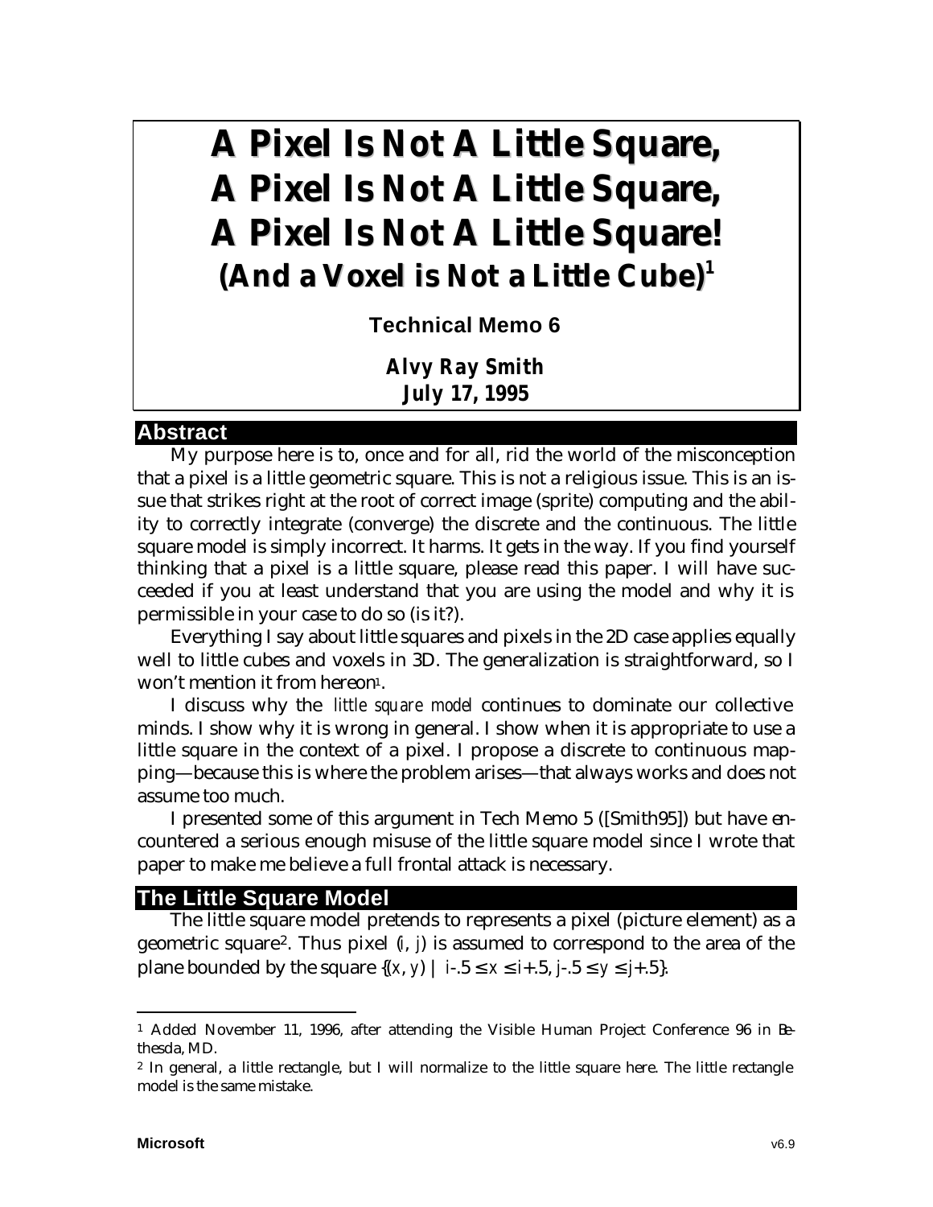# A Pixel Is Not A Little Square, A Pixel Is Not A Little Square, A Pixel Is Not A Little Square! (And a Voxel is Not a Little Cube)[1]

**Technical Memo 6**

**Alvy Ray Smith**
**July 17, 1995**

## Abstract

My purpose here is to, once and for all, rid the world of the misconception that a pixel is a little geometric square. This is not a religious issue. This is an issue that strikes right at the root of correct image (sprite) computing and the ability to correctly integrate (converge) the discrete and the continuous. The little square model is simply incorrect. It harms. It gets in the way. If you find yourself thinking that a pixel is a little square, please read this paper. I will have succeeded if you at least understand that you are using the model and why it is permissible in your case to do so (is it?).

Everything I say about little squares and pixels in the 2D case applies equally well to little cubes and voxels in 3D. The generalization is straightforward, so I won't mention it from hereon[1].

I discuss why the *little square model* continues to dominate our collective minds. I show why it is wrong in general. I show when it is appropriate to use a little square in the context of a pixel. I propose a discrete to continuous mapping—because this is where the problem arises—that always works and does not assume too much.

I presented some of this argument in Tech Memo 5 ([Smith95]) but have encountered a serious enough misuse of the little square model since I wrote that paper to make me believe a full frontal attack is necessary.

## The Little Square Model

The little square model pretends to represents a pixel (picture element) as a geometric square[2]. Thus pixel $(i, j)$ is assumed to correspond to the area of the plane bounded by the square $\{(x, y) \mid i-.5 \le x \le i+.5, j-.5 \le y \le j+.5\}$.

---

[1] Added November 11, 1996, after attending the Visible Human Project Conference 96 in Bethesda, MD.

[2] In general, a little rectangle, but I will normalize to the little square here. The little rectangle model is the same mistake.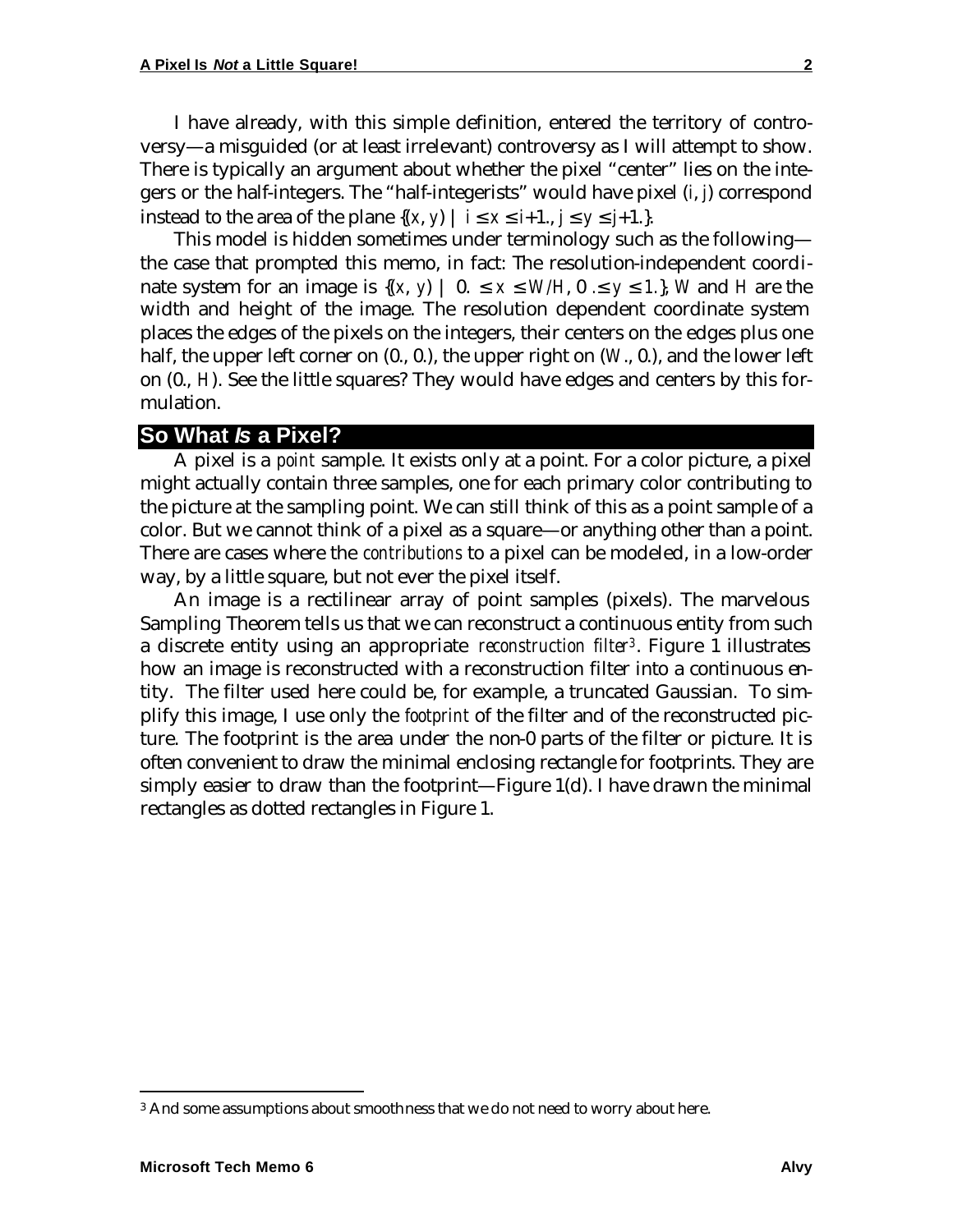I have already, with this simple definition, entered the territory of controversy—a misguided (or at least irrelevant) controversy as I will attempt to show. There is typically an argument about whether the pixel "center" lies on the integers or the half-integers. The "half-integerists" would have pixel $(i, j)$ correspond instead to the area of the plane $\{(x, y) \mid i \le x \le i+1., j \le y \le j+1.\}$.

This model is hidden sometimes under terminology such as the following—the case that prompted this memo, in fact: The resolution-independent coordinate system for an image is $\{(x, y) \mid 0. \le x \le W/H, 0. \le y \le 1.\}$, $W$ and $H$ are the width and height of the image. The resolution dependent coordinate system places the edges of the pixels on the integers, their centers on the edges plus one half, the upper left corner on (0., 0.), the upper right on ($W$., 0.), and the lower left on (0., $H$). See the little squares? They would have edges and centers by this formulation.

## So What *Is* a Pixel?

A pixel is a *point* sample. It exists only at a point. For a color picture, a pixel might actually contain three samples, one for each primary color contributing to the picture at the sampling point. We can still think of this as a point sample of a color. But we cannot think of a pixel as a square—or anything other than a point. There are cases where the *contributions* to a pixel can be modeled, in a low-order way, by a little square, but not ever the pixel itself.

An image is a rectilinear array of point samples (pixels). The marvelous Sampling Theorem tells us that we can reconstruct a continuous entity from such a discrete entity using an appropriate *reconstruction filter*[3]. Figure 1 illustrates how an image is reconstructed with a reconstruction filter into a continuous entity. The filter used here could be, for example, a truncated Gaussian. To simplify this image, I use only the *footprint* of the filter and of the reconstructed picture. The footprint is the area under the non-0 parts of the filter or picture. It is often convenient to draw the minimal enclosing rectangle for footprints. They are simply easier to draw than the footprint—Figure 1(d). I have drawn the minimal rectangles as dotted rectangles in Figure 1.

[3] And some assumptions about smoothness that we do not need to worry about here.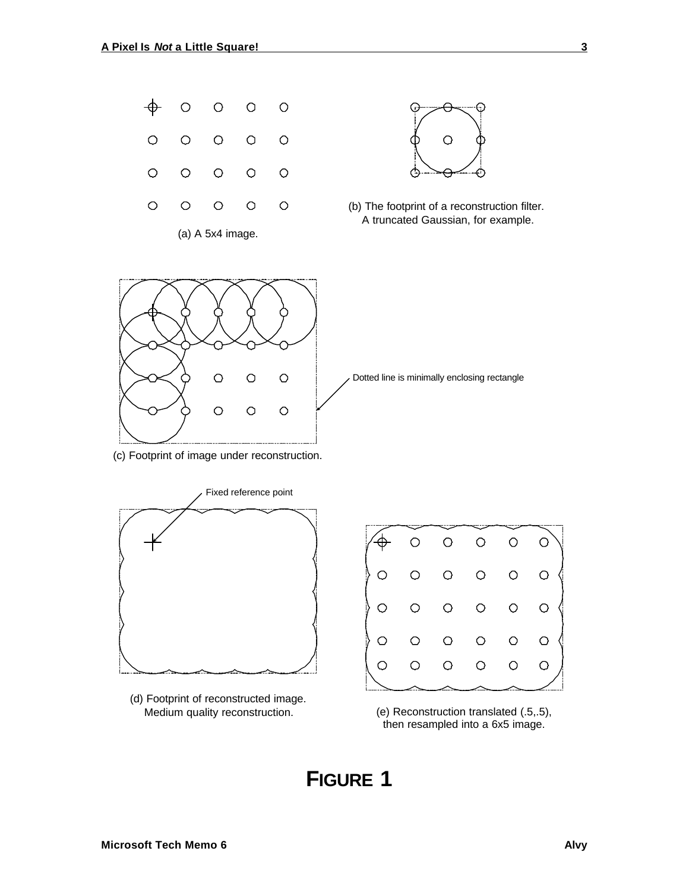(a) A 5x4 image.

(b) The footprint of a reconstruction filter. A truncated Gaussian, for example.

Dotted line is minimally enclosing rectangle

(c) Footprint of image under reconstruction.

Fixed reference point

(d) Footprint of reconstructed image. Medium quality reconstruction.

(e) Reconstruction translated (.5,.5), then resampled into a 6x5 image.

# FIGURE 1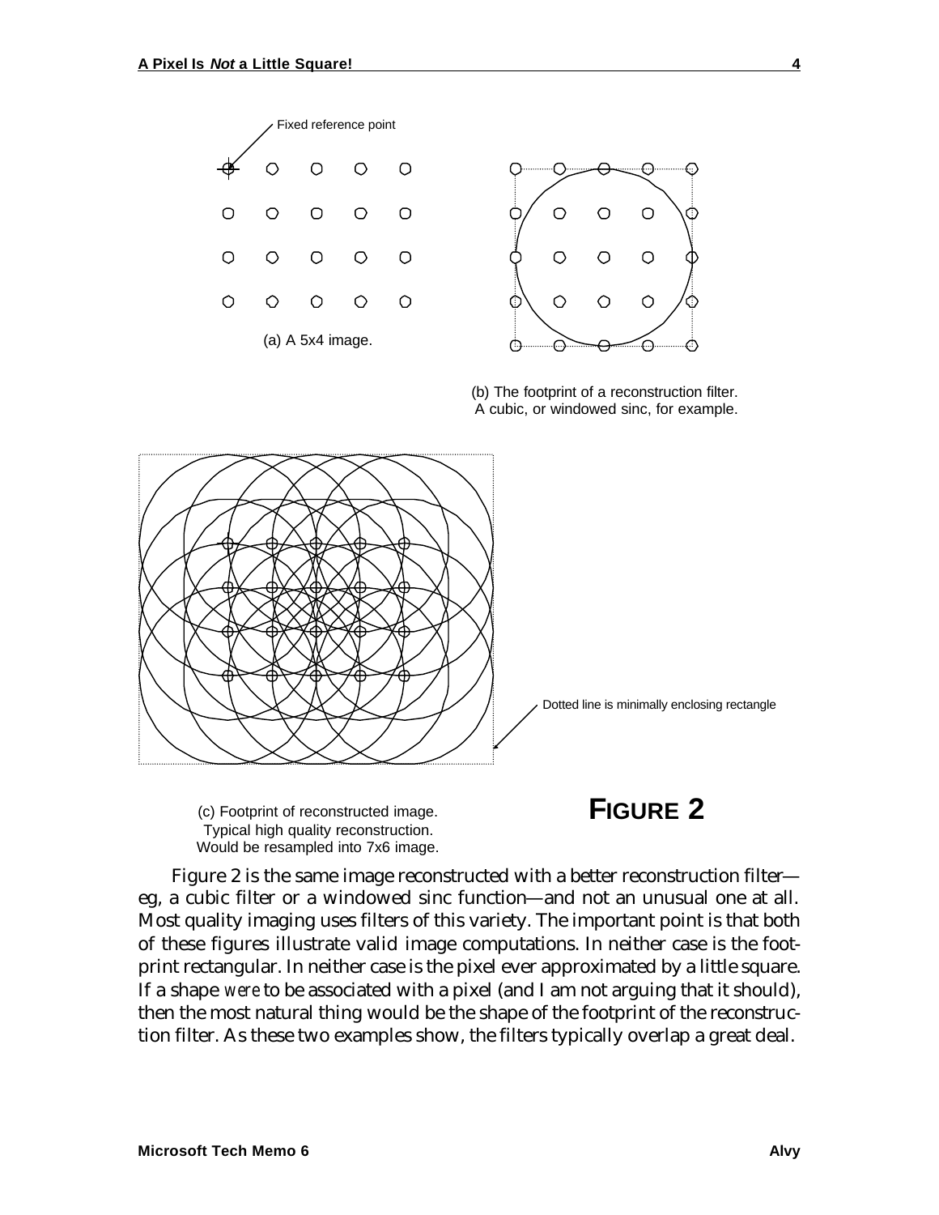Fixed reference point

(a) A 5x4 image.

(b) The footprint of a reconstruction filter. A cubic, or windowed sinc, for example.

Dotted line is minimally enclosing rectangle

(c) Footprint of reconstructed image. Typical high quality reconstruction. Would be resampled into 7x6 image.

**FIGURE 2**

Figure 2 is the same image reconstructed with a better reconstruction filter—eg, a cubic filter or a windowed sinc function—and not an unusual one at all. Most quality imaging uses filters of this variety. The important point is that both of these figures illustrate valid image computations. In neither case is the footprint rectangular. In neither case is the pixel ever approximated by a little square. If a shape *were* to be associated with a pixel (and I am not arguing that it should), then the most natural thing would be the shape of the footprint of the reconstruction filter. As these two examples show, the filters typically overlap a great deal.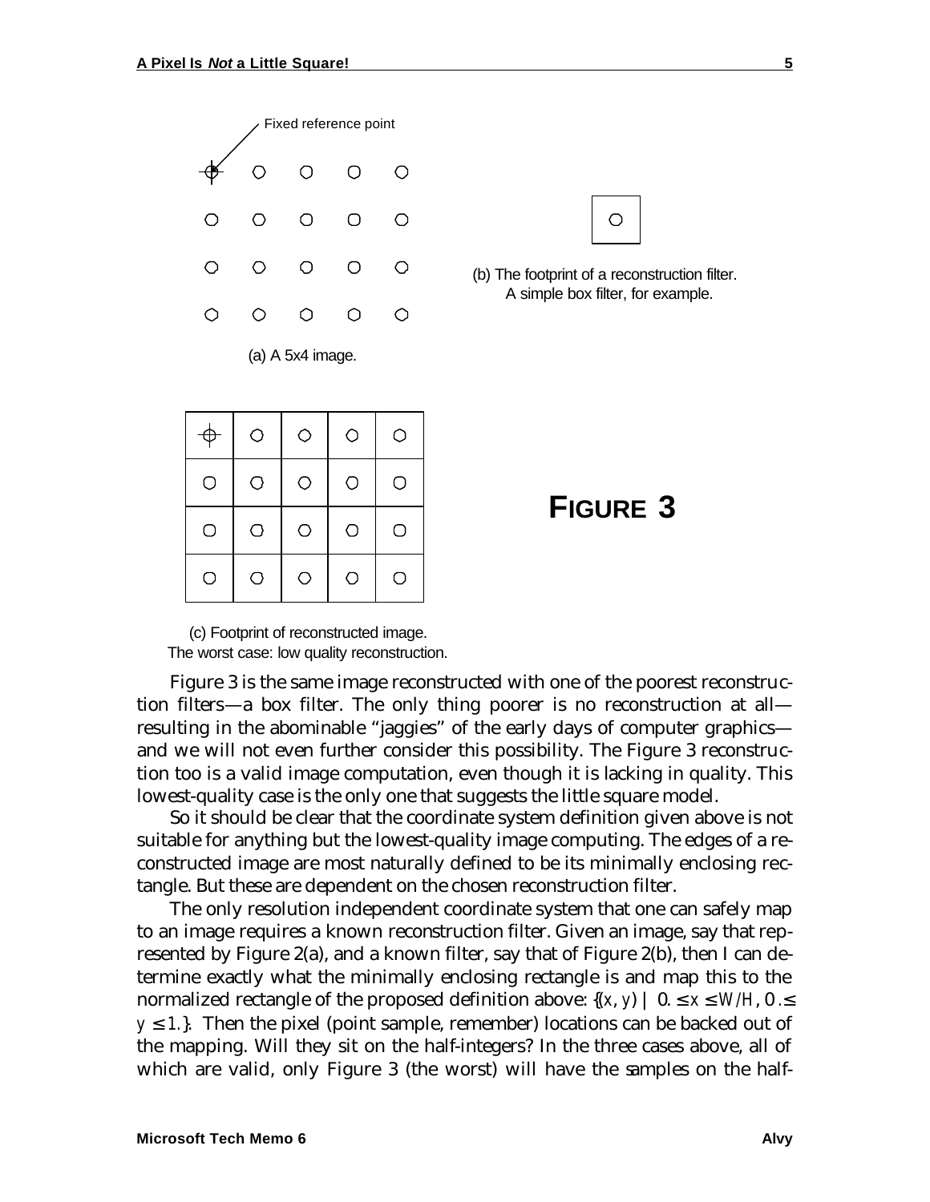Fixed reference point

(a) A 5x4 image.

(b) The footprint of a reconstruction filter. A simple box filter, for example.

**FIGURE 3**

(c) Footprint of reconstructed image. The worst case: low quality reconstruction.

Figure 3 is the same image reconstructed with one of the poorest reconstruction filters—a box filter. The only thing poorer is no reconstruction at all—resulting in the abominable "jaggies" of the early days of computer graphics—and we will not even further consider this possibility. The Figure 3 reconstruction too is a valid image computation, even though it is lacking in quality. This lowest-quality case is the only one that suggests the little square model.

So it should be clear that the coordinate system definition given above is not suitable for anything but the lowest-quality image computing. The edges of a reconstructed image are most naturally defined to be its minimally enclosing rectangle. But these are dependent on the chosen reconstruction filter.

The only resolution independent coordinate system that one can safely map to an image requires a known reconstruction filter. Given an image, say that represented by Figure 2(a), and a known filter, say that of Figure 2(b), then I can determine exactly what the minimally enclosing rectangle is and map this to the normalized rectangle of the proposed definition above: $\{(x, y) \mid 0. \le x \le W/H, 0. \le y \le 1.\}$. Then the pixel (point sample, remember) locations can be backed out of the mapping. Will they sit on the half-integers? In the three cases above, all of which are valid, only Figure 3 (the worst) will have the samples on the half-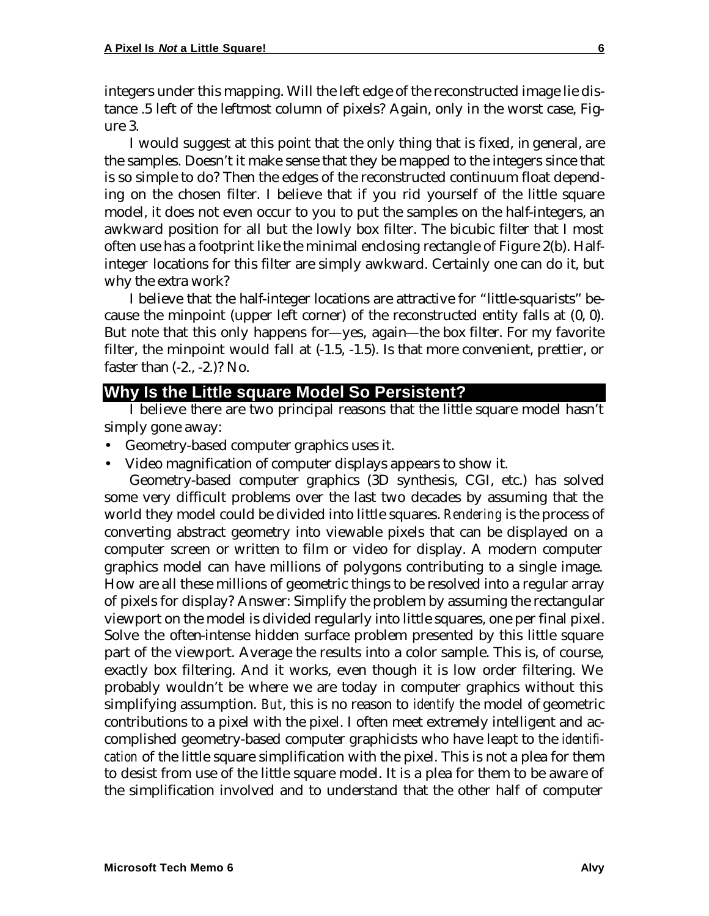integers under this mapping. Will the left edge of the reconstructed image lie distance .5 left of the leftmost column of pixels? Again, only in the worst case, Figure 3.

I would suggest at this point that the only thing that is fixed, in general, are the samples. Doesn't it make sense that they be mapped to the integers since that is so simple to do? Then the edges of the reconstructed continuum float depending on the chosen filter. I believe that if you rid yourself of the little square model, it does not even occur to you to put the samples on the half-integers, an awkward position for all but the lowly box filter. The bicubic filter that I most often use has a footprint like the minimal enclosing rectangle of Figure 2(b). Half-integer locations for this filter are simply awkward. Certainly one can do it, but why the extra work?

I believe that the half-integer locations are attractive for "little-squarists" because the minpoint (upper left corner) of the reconstructed entity falls at (0, 0). But note that this only happens for—yes, again—the box filter. For my favorite filter, the minpoint would fall at (-1.5, -1.5). Is that more convenient, prettier, or faster than (-2., -2.)? No.

## Why Is the Little square Model So Persistent?

I believe there are two principal reasons that the little square model hasn't simply gone away:

- Geometry-based computer graphics uses it.
- Video magnification of computer displays appears to show it.

Geometry-based computer graphics (3D synthesis, CGI, etc.) has solved some very difficult problems over the last two decades by assuming that the world they model could be divided into little squares. *Rendering* is the process of converting abstract geometry into viewable pixels that can be displayed on a computer screen or written to film or video for display. A modern computer graphics model can have millions of polygons contributing to a single image. How are all these millions of geometric things to be resolved into a regular array of pixels for display? Answer: Simplify the problem by assuming the rectangular viewport on the model is divided regularly into little squares, one per final pixel. Solve the often-intense hidden surface problem presented by this little square part of the viewport. Average the results into a color sample. This is, of course, exactly box filtering. And it works, even though it is low order filtering. We probably wouldn't be where we are today in computer graphics without this simplifying assumption. *But*, this is no reason to *identify* the model of geometric contributions to a pixel with the pixel. I often meet extremely intelligent and accomplished geometry-based computer graphicists who have leapt to the *identification* of the little square simplification with the pixel. This is not a plea for them to desist from use of the little square model. It is a plea for them to be aware of the simplification involved and to understand that the other half of computer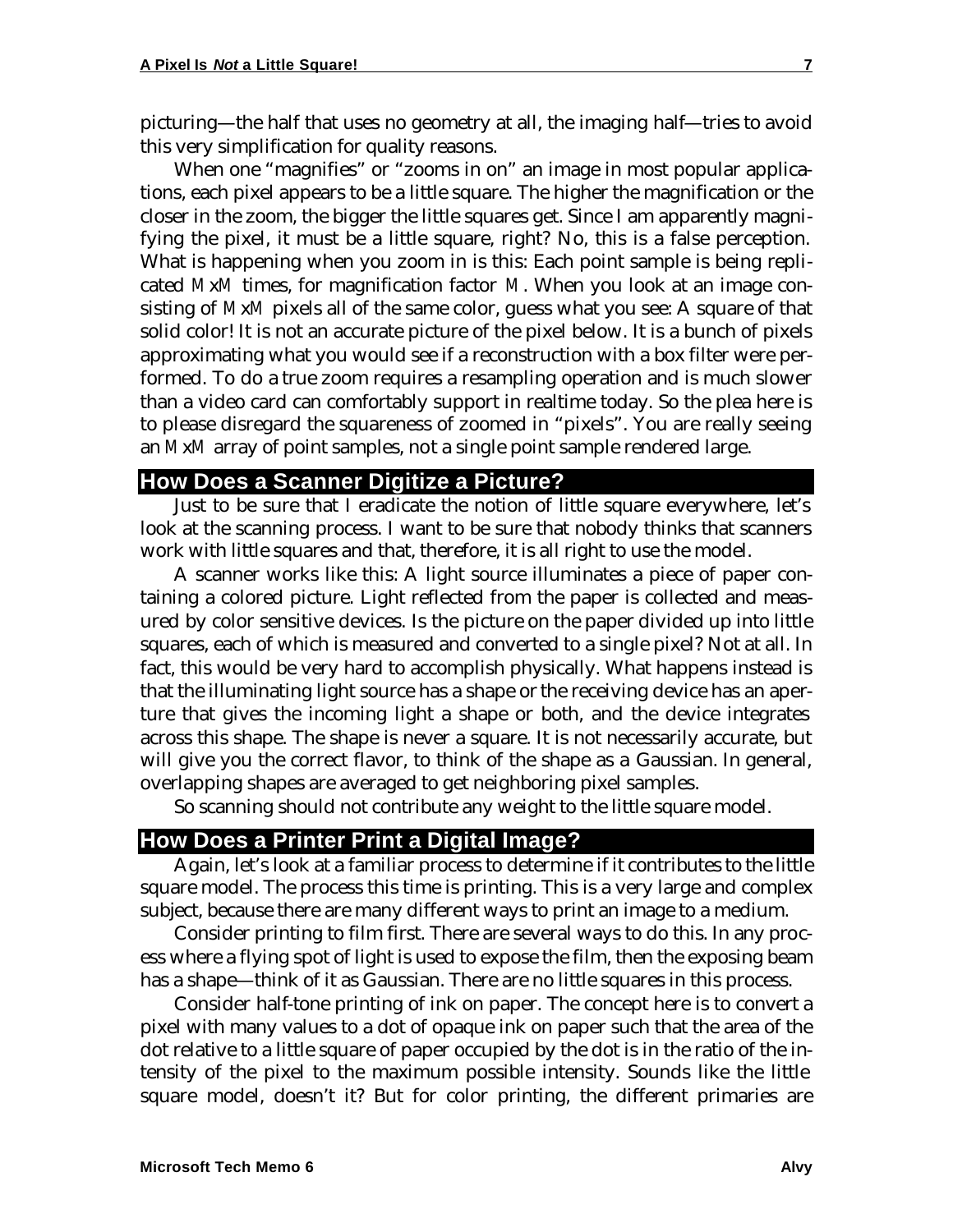picturing—the half that uses no geometry at all, the imaging half—tries to avoid this very simplification for quality reasons.

When one "magnifies" or "zooms in on" an image in most popular applications, each pixel appears to be a little square. The higher the magnification or the closer in the zoom, the bigger the little squares get. Since I am apparently magnifying the pixel, it must be a little square, right? No, this is a false perception. What is happening when you zoom in is this: Each point sample is being replicated $M \times M$ times, for magnification factor $M$. When you look at an image consisting of $M \times M$ pixels all of the same color, guess what you see: A square of that solid color! It is not an accurate picture of the pixel below. It is a bunch of pixels approximating what you would see if a reconstruction with a box filter were performed. To do a true zoom requires a resampling operation and is much slower than a video card can comfortably support in realtime today. So the plea here is to please disregard the squareness of zoomed in "pixels". You are really seeing an $M \times M$ array of point samples, not a single point sample rendered large.

## How Does a Scanner Digitize a Picture?

Just to be sure that I eradicate the notion of little square everywhere, let's look at the scanning process. I want to be sure that nobody thinks that scanners work with little squares and that, therefore, it is all right to use the model.

A scanner works like this: A light source illuminates a piece of paper containing a colored picture. Light reflected from the paper is collected and measured by color sensitive devices. Is the picture on the paper divided up into little squares, each of which is measured and converted to a single pixel? Not at all. In fact, this would be very hard to accomplish physically. What happens instead is that the illuminating light source has a shape or the receiving device has an aperture that gives the incoming light a shape or both, and the device integrates across this shape. The shape is never a square. It is not necessarily accurate, but will give you the correct flavor, to think of the shape as a Gaussian. In general, overlapping shapes are averaged to get neighboring pixel samples.

So scanning should not contribute any weight to the little square model.

## How Does a Printer Print a Digital Image?

Again, let's look at a familiar process to determine if it contributes to the little square model. The process this time is printing. This is a very large and complex subject, because there are many different ways to print an image to a medium.

Consider printing to film first. There are several ways to do this. In any process where a flying spot of light is used to expose the film, then the exposing beam has a shape—think of it as Gaussian. There are no little squares in this process.

Consider half-tone printing of ink on paper. The concept here is to convert a pixel with many values to a dot of opaque ink on paper such that the area of the dot relative to a little square of paper occupied by the dot is in the ratio of the intensity of the pixel to the maximum possible intensity. Sounds like the little square model, doesn't it? But for color printing, the different primaries are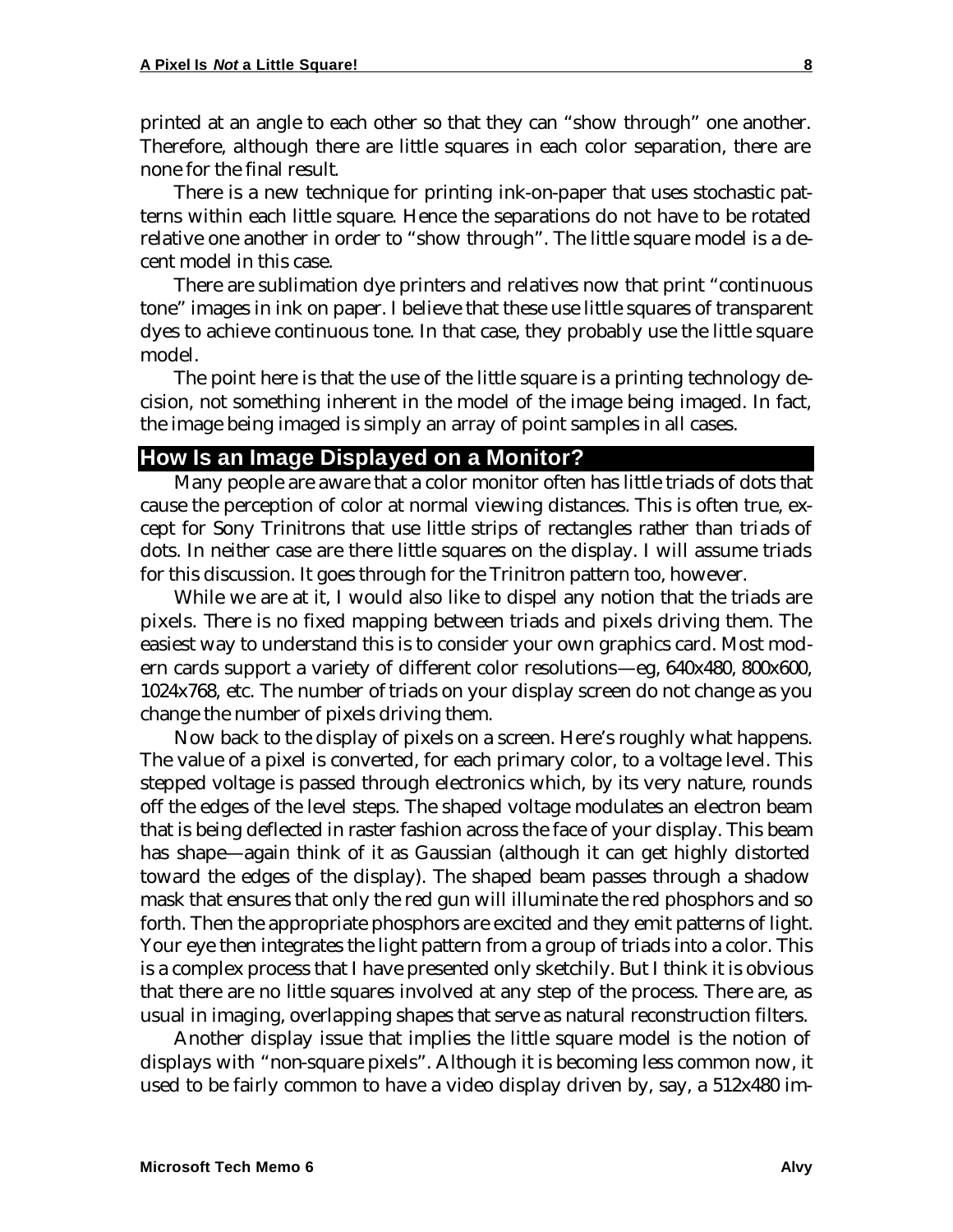printed at an angle to each other so that they can "show through" one another. Therefore, although there are little squares in each color separation, there are none for the final result.

There is a new technique for printing ink-on-paper that uses stochastic patterns within each little square. Hence the separations do not have to be rotated relative one another in order to "show through". The little square model is a decent model in this case.

There are sublimation dye printers and relatives now that print "continuous tone" images in ink on paper. I believe that these use little squares of transparent dyes to achieve continuous tone. In that case, they probably use the little square model.

The point here is that the use of the little square is a printing technology decision, not something inherent in the model of the image being imaged. In fact, the image being imaged is simply an array of point samples in all cases.

## How Is an Image Displayed on a Monitor?

Many people are aware that a color monitor often has little triads of dots that cause the perception of color at normal viewing distances. This is often true, except for Sony Trinitrons that use little strips of rectangles rather than triads of dots. In neither case are there little squares on the display. I will assume triads for this discussion. It goes through for the Trinitron pattern too, however.

While we are at it, I would also like to dispel any notion that the triads are pixels. There is no fixed mapping between triads and pixels driving them. The easiest way to understand this is to consider your own graphics card. Most modern cards support a variety of different color resolutions—eg, 640x480, 800x600, 1024x768, etc. The number of triads on your display screen do not change as you change the number of pixels driving them.

Now back to the display of pixels on a screen. Here's roughly what happens. The value of a pixel is converted, for each primary color, to a voltage level. This stepped voltage is passed through electronics which, by its very nature, rounds off the edges of the level steps. The shaped voltage modulates an electron beam that is being deflected in raster fashion across the face of your display. This beam has shape—again think of it as Gaussian (although it can get highly distorted toward the edges of the display). The shaped beam passes through a shadow mask that ensures that only the red gun will illuminate the red phosphors and so forth. Then the appropriate phosphors are excited and they emit patterns of light. Your eye then integrates the light pattern from a group of triads into a color. This is a complex process that I have presented only sketchily. But I think it is obvious that there are no little squares involved at any step of the process. There are, as usual in imaging, overlapping shapes that serve as natural reconstruction filters.

Another display issue that implies the little square model is the notion of displays with "non-square pixels". Although it is becoming less common now, it used to be fairly common to have a video display driven by, say, a 512x480 im-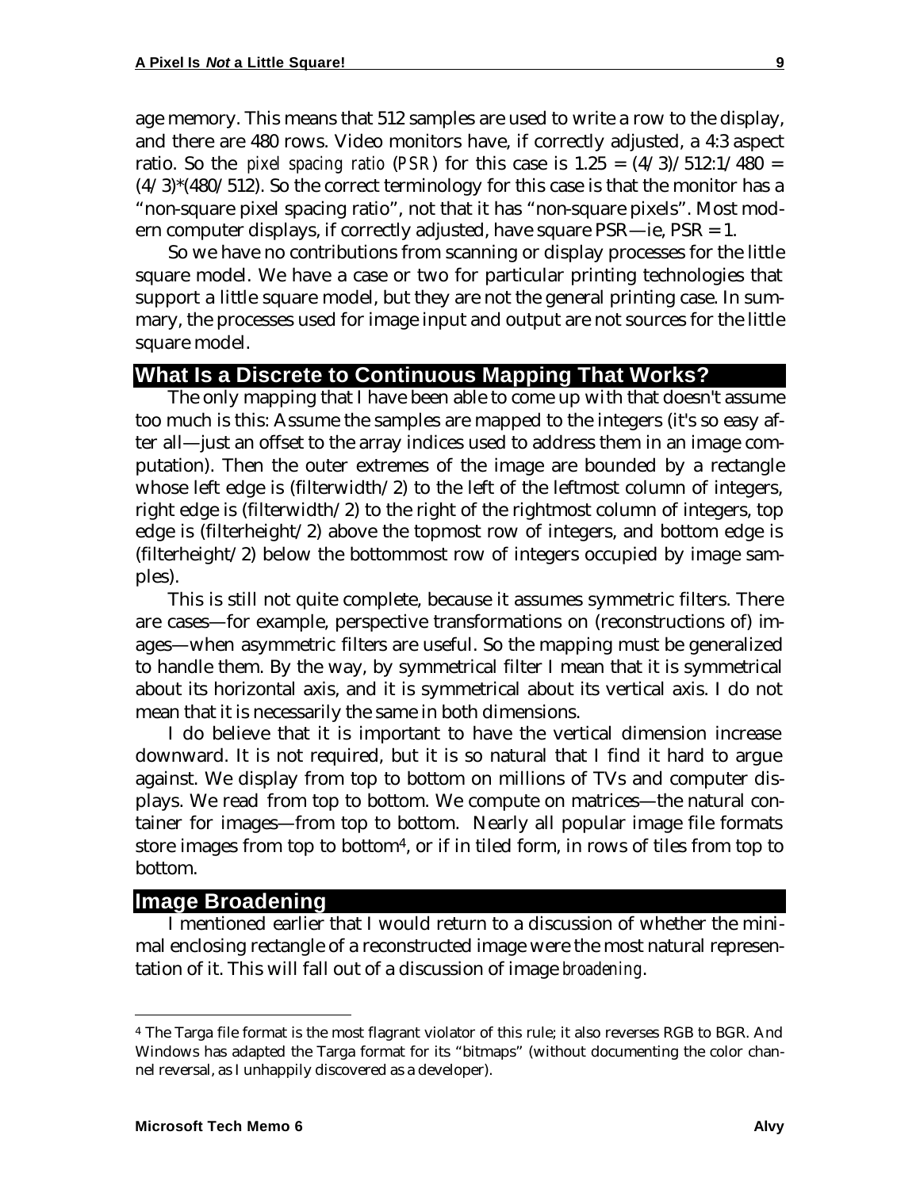age memory. This means that 512 samples are used to write a row to the display, and there are 480 rows. Video monitors have, if correctly adjusted, a 4:3 aspect ratio. So the *pixel spacing ratio* (*PSR*) for this case is 1.25 = (4/3)/512:1/480 = (4/3)*(480/512). So the correct terminology for this case is that the monitor has a "non-square pixel spacing ratio", not that it has "non-square pixels". Most modern computer displays, if correctly adjusted, have square PSR—ie, PSR = 1.

So we have no contributions from scanning or display processes for the little square model. We have a case or two for particular printing technologies that support a little square model, but they are not the general printing case. In summary, the processes used for image input and output are not sources for the little square model.

## What Is a Discrete to Continuous Mapping That Works?

The only mapping that I have been able to come up with that doesn't assume too much is this: Assume the samples are mapped to the integers (it's so easy after all—just an offset to the array indices used to address them in an image computation). Then the outer extremes of the image are bounded by a rectangle whose left edge is (filterwidth/2) to the left of the leftmost column of integers, right edge is (filterwidth/2) to the right of the rightmost column of integers, top edge is (filterheight/2) above the topmost row of integers, and bottom edge is (filterheight/2) below the bottommost row of integers occupied by image samples).

This is still not quite complete, because it assumes symmetric filters. There are cases—for example, perspective transformations on (reconstructions of) images—when asymmetric filters are useful. So the mapping must be generalized to handle them. By the way, by symmetrical filter I mean that it is symmetrical about its horizontal axis, and it is symmetrical about its vertical axis. I do not mean that it is necessarily the same in both dimensions.

I do believe that it is important to have the vertical dimension increase downward. It is not required, but it is so natural that I find it hard to argue against. We display from top to bottom on millions of TVs and computer displays. We read from top to bottom. We compute on matrices—the natural container for images—from top to bottom. Nearly all popular image file formats store images from top to bottom[4], or if in tiled form, in rows of tiles from top to bottom.

## Image Broadening

I mentioned earlier that I would return to a discussion of whether the minimal enclosing rectangle of a reconstructed image were the most natural representation of it. This will fall out of a discussion of image *broadening*.

---

[4] The Targa file format is the most flagrant violator of this rule; it also reverses RGB to BGR. And Windows has adapted the Targa format for its "bitmaps" (without documenting the color channel reversal, as I unhappily discovered as a developer).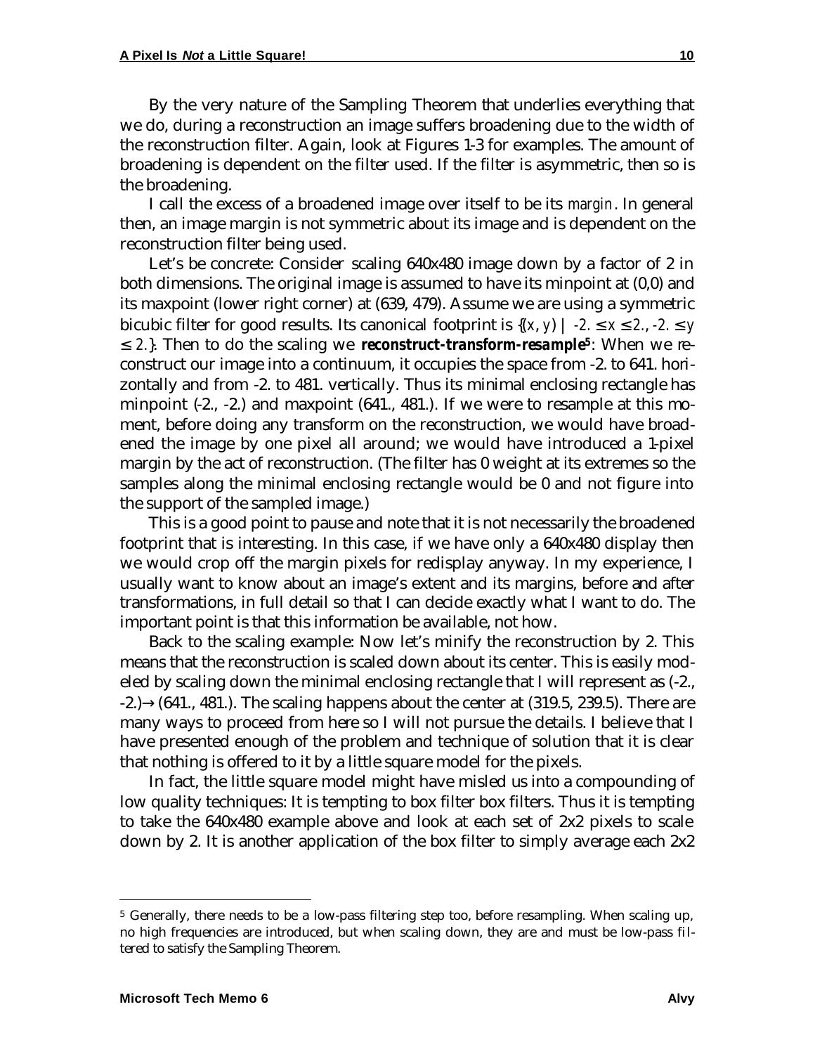By the very nature of the Sampling Theorem that underlies everything that we do, during a reconstruction an image suffers broadening due to the width of the reconstruction filter. Again, look at Figures 1-3 for examples. The amount of broadening is dependent on the filter used. If the filter is asymmetric, then so is the broadening.

I call the excess of a broadened image over itself to be its *margin*. In general then, an image margin is not symmetric about its image and is dependent on the reconstruction filter being used.

Let's be concrete: Consider scaling 640x480 image down by a factor of 2 in both dimensions. The original image is assumed to have its minpoint at (0,0) and its maxpoint (lower right corner) at (639, 479). Assume we are using a symmetric bicubic filter for good results. Its canonical footprint is $\{(x, y) \mid -2. \le x \le 2., -2. \le y \le 2.\}$. Then to do the scaling we ***reconstruct-transform-resample***[5]: When we reconstruct our image into a continuum, it occupies the space from -2. to 641. horizontally and from -2. to 481. vertically. Thus its minimal enclosing rectangle has minpoint (-2., -2.) and maxpoint (641., 481.). If we were to resample at this moment, before doing any transform on the reconstruction, we would have broadened the image by one pixel all around; we would have introduced a 1-pixel margin by the act of reconstruction. (The filter has 0 weight at its extremes so the samples along the minimal enclosing rectangle would be 0 and not figure into the support of the sampled image.)

This is a good point to pause and note that it is not necessarily the broadened footprint that is interesting. In this case, if we have only a 640x480 display then we would crop off the margin pixels for redisplay anyway. In my experience, I usually want to know about an image's extent and its margins, before and after transformations, in full detail so that I can decide exactly what I want to do. The important point is that this information be available, not how.

Back to the scaling example: Now let's minify the reconstruction by 2. This means that the reconstruction is scaled down about its center. This is easily modeled by scaling down the minimal enclosing rectangle that I will represent as $(-2., -2.) \to (641., 481.)$. The scaling happens about the center at (319.5, 239.5). There are many ways to proceed from here so I will not pursue the details. I believe that I have presented enough of the problem and technique of solution that it is clear that nothing is offered to it by a little square model for the pixels.

In fact, the little square model might have misled us into a compounding of low quality techniques: It is tempting to box filter box filters. Thus it is tempting to take the 640x480 example above and look at each set of 2x2 pixels to scale down by 2. It is another application of the box filter to simply average each 2x2

---

[5] Generally, there needs to be a low-pass filtering step too, before resampling. When scaling up, no high frequencies are introduced, but when scaling down, they are and must be low-pass filtered to satisfy the Sampling Theorem.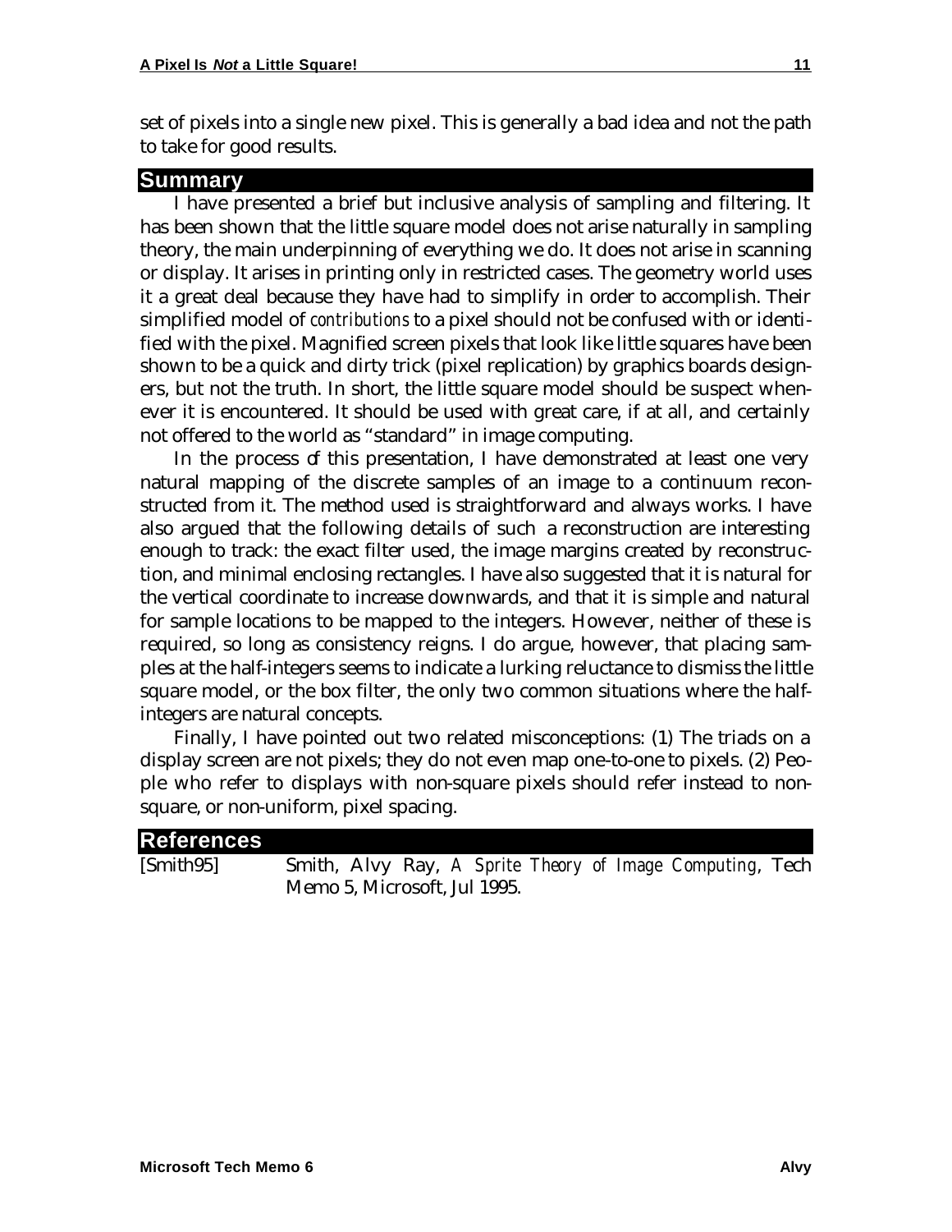set of pixels into a single new pixel. This is generally a bad idea and not the path to take for good results.

## Summary

I have presented a brief but inclusive analysis of sampling and filtering. It has been shown that the little square model does not arise naturally in sampling theory, the main underpinning of everything we do. It does not arise in scanning or display. It arises in printing only in restricted cases. The geometry world uses it a great deal because they have had to simplify in order to accomplish. Their simplified model of *contributions* to a pixel should not be confused with or identified with the pixel. Magnified screen pixels that look like little squares have been shown to be a quick and dirty trick (pixel replication) by graphics boards designers, but not the truth. In short, the little square model should be suspect whenever it is encountered. It should be used with great care, if at all, and certainly not offered to the world as "standard" in image computing.

In the process of this presentation, I have demonstrated at least one very natural mapping of the discrete samples of an image to a continuum reconstructed from it. The method used is straightforward and always works. I have also argued that the following details of such a reconstruction are interesting enough to track: the exact filter used, the image margins created by reconstruction, and minimal enclosing rectangles. I have also suggested that it is natural for the vertical coordinate to increase downwards, and that it is simple and natural for sample locations to be mapped to the integers. However, neither of these is required, so long as consistency reigns. I do argue, however, that placing samples at the half-integers seems to indicate a lurking reluctance to dismiss the little square model, or the box filter, the only two common situations where the half-integers are natural concepts.

Finally, I have pointed out two related misconceptions: (1) The triads on a display screen are not pixels; they do not even map one-to-one to pixels. (2) People who refer to displays with non-square pixels should refer instead to non-square, or non-uniform, pixel spacing.

## References

[Smith95] Smith, Alvy Ray, *A Sprite Theory of Image Computing*, Tech Memo 5, Microsoft, Jul 1995.